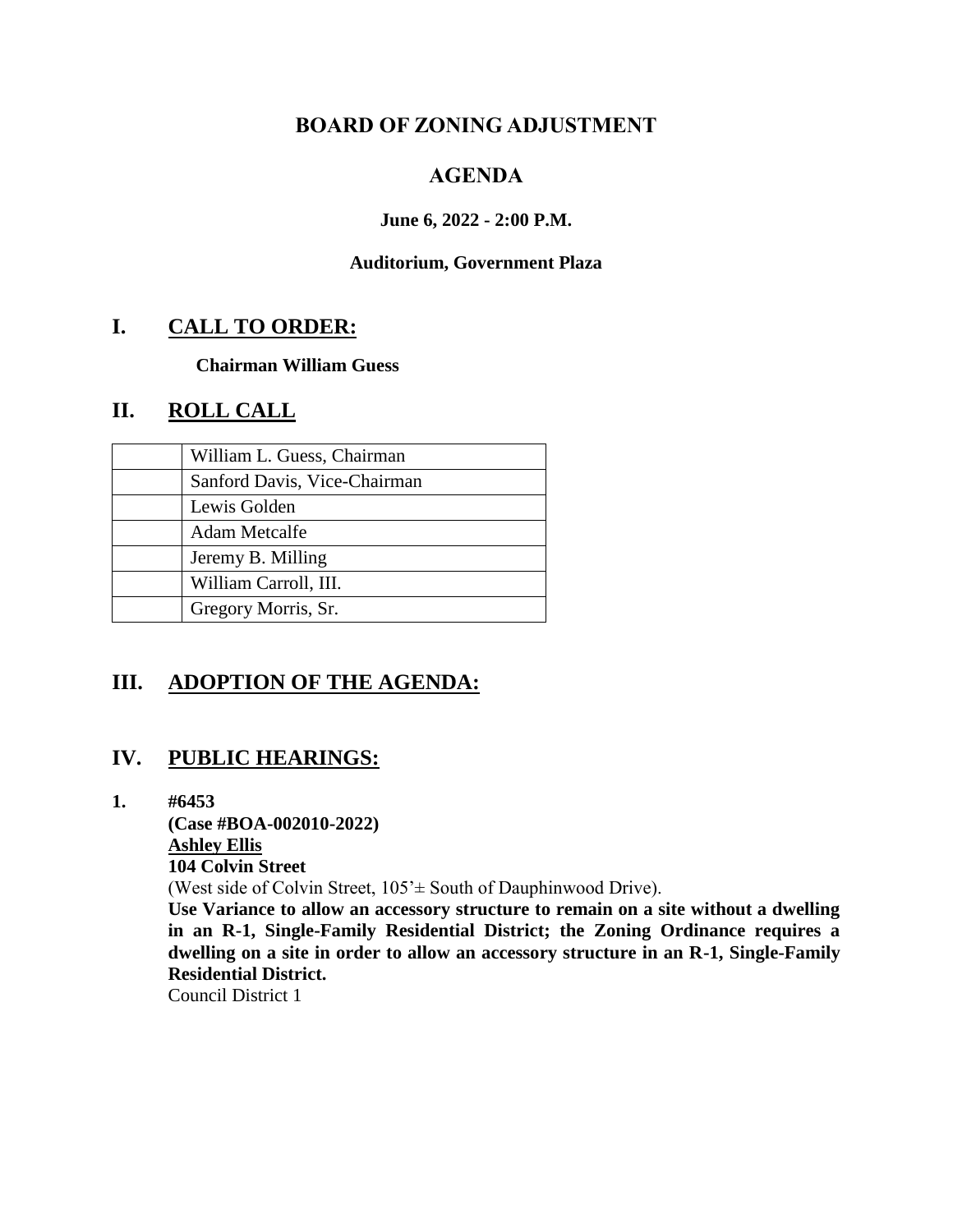# BOARD OF ZONING ADJUSTMENT

## AGENDA

**June 6, 2022 - 2:00 P.M.**

**Auditorium, Government Plaza**

## I. CALL TO ORDER:

**Chairman William Guess**

## II. ROLL CALL

| | |
|---|---|
| | William L. Guess, Chairman |
| | Sanford Davis, Vice-Chairman |
| | Lewis Golden |
| | Adam Metcalfe |
| | Jeremy B. Milling |
| | William Carroll, III. |
| | Gregory Morris, Sr. |

## III. ADOPTION OF THE AGENDA:

## IV. PUBLIC HEARINGS:

**1. #6453**
**(Case #BOA-002010-2022)**
**Ashley Ellis**
**104 Colvin Street**
(West side of Colvin Street, 105'± South of Dauphinwood Drive).
**Use Variance to allow an accessory structure to remain on a site without a dwelling in an R-1, Single-Family Residential District; the Zoning Ordinance requires a dwelling on a site in order to allow an accessory structure in an R-1, Single-Family Residential District.**
Council District 1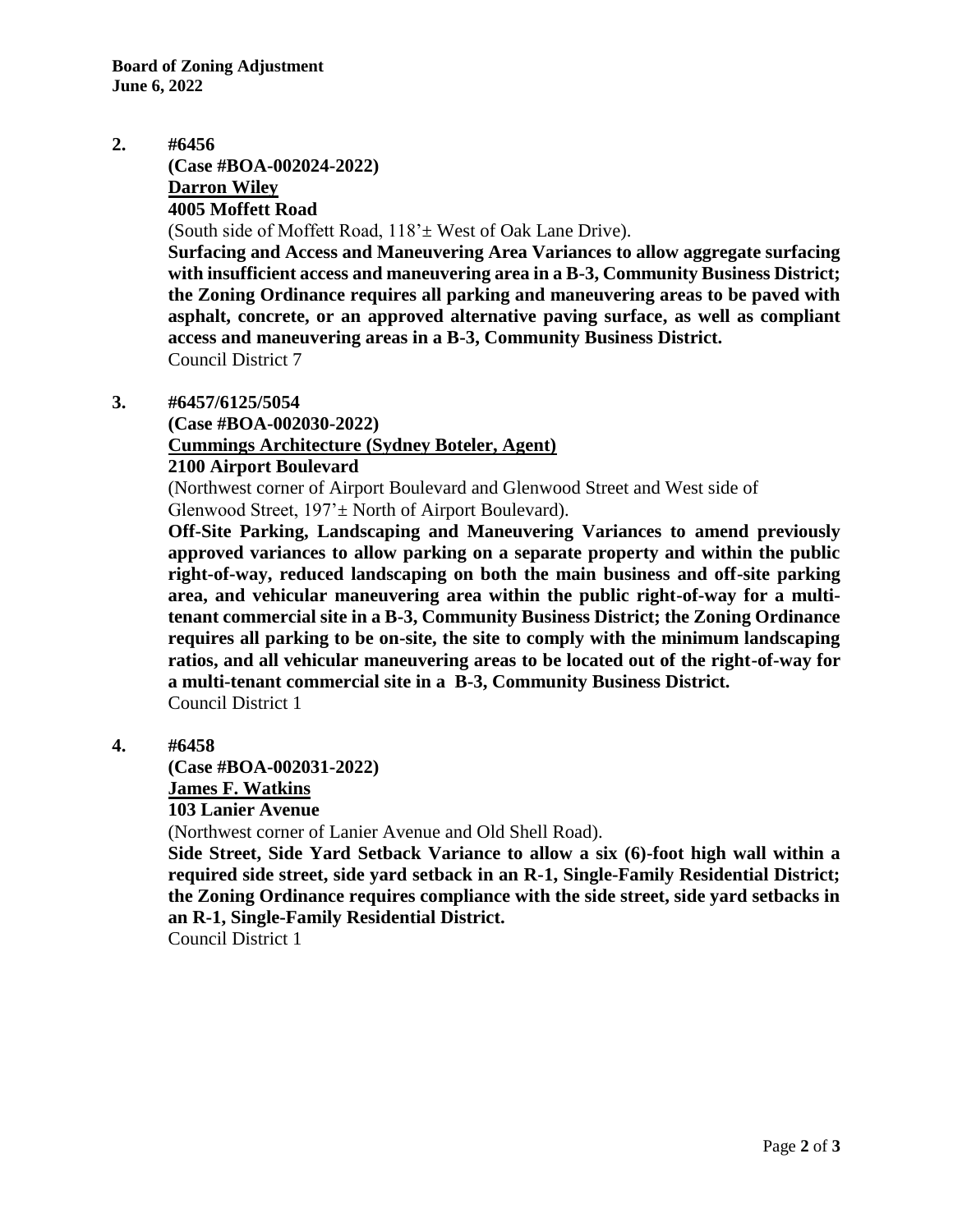**Board of Zoning Adjustment**
**June 6, 2022**

**2. #6456**
**(Case #BOA-002024-2022)**
**<u>Darron Wiley</u>**
**4005 Moffett Road**
(South side of Moffett Road, 118'± West of Oak Lane Drive).
**Surfacing and Access and Maneuvering Area Variances to allow aggregate surfacing with insufficient access and maneuvering area in a B-3, Community Business District; the Zoning Ordinance requires all parking and maneuvering areas to be paved with asphalt, concrete, or an approved alternative paving surface, as well as compliant access and maneuvering areas in a B-3, Community Business District.**
Council District 7

**3. #6457/6125/5054**
**(Case #BOA-002030-2022)**
**<u>Cummings Architecture (Sydney Boteler, Agent)</u>**
**2100 Airport Boulevard**
(Northwest corner of Airport Boulevard and Glenwood Street and West side of Glenwood Street, 197'± North of Airport Boulevard).
**Off-Site Parking, Landscaping and Maneuvering Variances to amend previously approved variances to allow parking on a separate property and within the public right-of-way, reduced landscaping on both the main business and off-site parking area, and vehicular maneuvering area within the public right-of-way for a multi-tenant commercial site in a B-3, Community Business District; the Zoning Ordinance requires all parking to be on-site, the site to comply with the minimum landscaping ratios, and all vehicular maneuvering areas to be located out of the right-of-way for a multi-tenant commercial site in a B-3, Community Business District.**
Council District 1

**4. #6458**
**(Case #BOA-002031-2022)**
**<u>James F. Watkins</u>**
**103 Lanier Avenue**
(Northwest corner of Lanier Avenue and Old Shell Road).
**Side Street, Side Yard Setback Variance to allow a six (6)-foot high wall within a required side street, side yard setback in an R-1, Single-Family Residential District; the Zoning Ordinance requires compliance with the side street, side yard setbacks in an R-1, Single-Family Residential District.**
Council District 1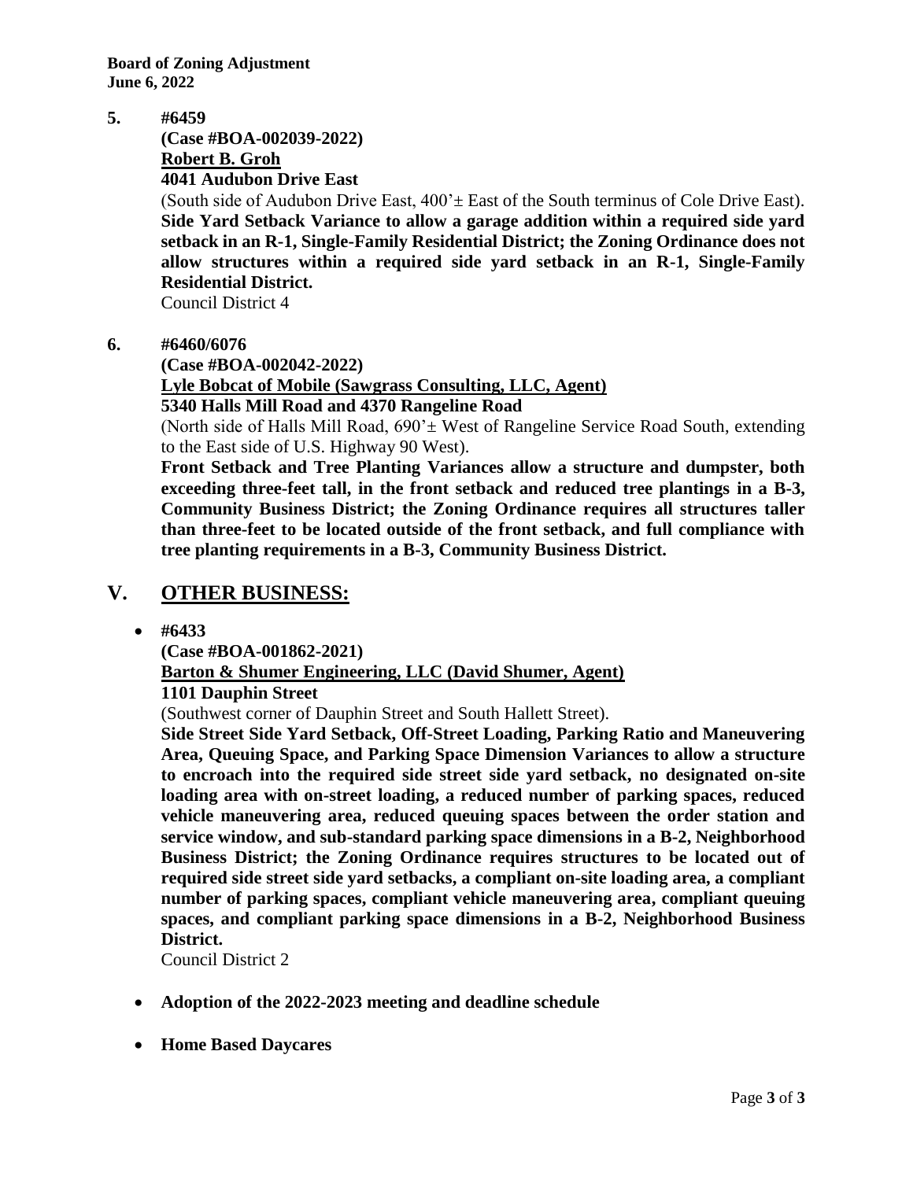5. **#6459**

**(Case #BOA-002039-2022)**
**Robert B. Groh**
**4041 Audubon Drive East**
(South side of Audubon Drive East, 400'± East of the South terminus of Cole Drive East).
**Side Yard Setback Variance to allow a garage addition within a required side yard setback in an R-1, Single-Family Residential District; the Zoning Ordinance does not allow structures within a required side yard setback in an R-1, Single-Family Residential District.**
Council District 4

6. **#6460/6076**

**(Case #BOA-002042-2022)**
**Lyle Bobcat of Mobile (Sawgrass Consulting, LLC, Agent)**
**5340 Halls Mill Road and 4370 Rangeline Road**
(North side of Halls Mill Road, 690'± West of Rangeline Service Road South, extending to the East side of U.S. Highway 90 West).
**Front Setback and Tree Planting Variances allow a structure and dumpster, both exceeding three-feet tall, in the front setback and reduced tree plantings in a B-3, Community Business District; the Zoning Ordinance requires all structures taller than three-feet to be located outside of the front setback, and full compliance with tree planting requirements in a B-3, Community Business District.**

## V. OTHER BUSINESS:

- **#6433**

  **(Case #BOA-001862-2021)**
  **Barton & Shumer Engineering, LLC (David Shumer, Agent)**
  **1101 Dauphin Street**
  (Southwest corner of Dauphin Street and South Hallett Street).
  **Side Street Side Yard Setback, Off-Street Loading, Parking Ratio and Maneuvering Area, Queuing Space, and Parking Space Dimension Variances to allow a structure to encroach into the required side street side yard setback, no designated on-site loading area with on-street loading, a reduced number of parking spaces, reduced vehicle maneuvering area, reduced queuing spaces between the order station and service window, and sub-standard parking space dimensions in a B-2, Neighborhood Business District; the Zoning Ordinance requires structures to be located out of required side street side yard setbacks, a compliant on-site loading area, a compliant number of parking spaces, compliant vehicle maneuvering area, compliant queuing spaces, and compliant parking space dimensions in a B-2, Neighborhood Business District.**
  Council District 2

- **Adoption of the 2022-2023 meeting and deadline schedule**

- **Home Based Daycares**